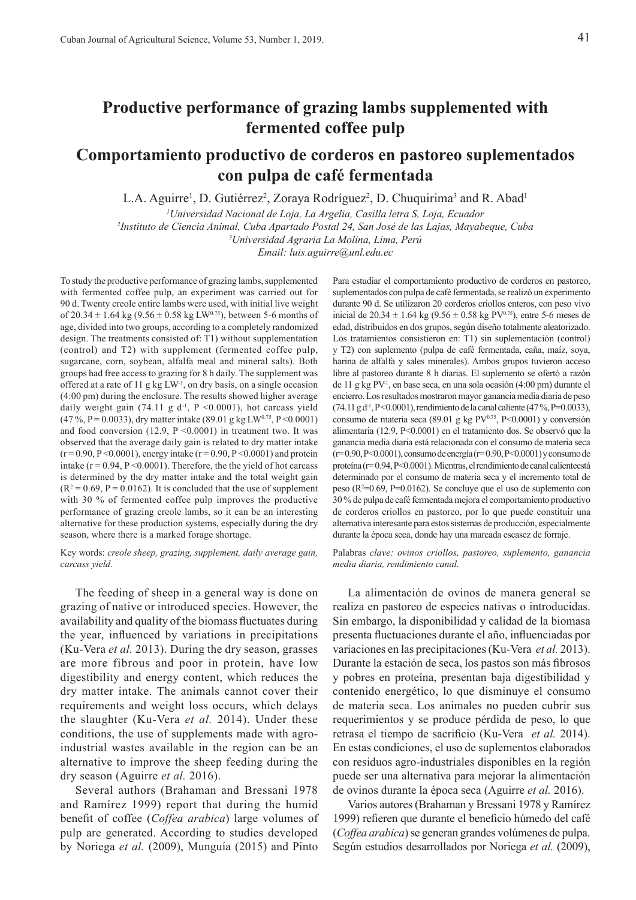# Productive performance of grazing lambs supplemented with fermented coffee pulp

# Comportamiento productivo de corderos en pastoreo suplementados con pulpa de café fermentada

L.A. Aguirre[1], D. Gutiérrez[2], Zoraya Rodríguez[2], D. Chuquirima[3] and R. Abad[1]

[1]*Universidad Nacional de Loja, La Argelia, Casilla letra S, Loja, Ecuador*
[2]*Instituto de Ciencia Animal, Cuba Apartado Postal 24, San José de las Lajas, Mayabeque, Cuba*
[3]*Universidad Agraria La Molina, Lima, Perú*
*Email: luis.aguirre@unl.edu.ec*

To study the productive performance of grazing lambs, supplemented with fermented coffee pulp, an experiment was carried out for 90 d. Twenty creole entire lambs were used, with initial live weight of 20.34 ± 1.64 kg (9.56 ± 0.58 kg $LW^{0.75}$), between 5-6 months of age, divided into two groups, according to a completely randomized design. The treatments consisted of: T1) without supplementation (control) and T2) with supplement (fermented coffee pulp, sugarcane, corn, soybean, alfalfa meal and mineral salts). Both groups had free access to grazing for 8 h daily. The supplement was offered at a rate of 11 g kg $LW^{-1}$, on dry basis, on a single occasion (4:00 pm) during the enclosure. The results showed higher average daily weight gain (74.11 g $d^{-1}$, $P < 0.0001$), hot carcass yield (47 %, $P = 0.0033$), dry matter intake (89.01 g kg $LW^{0.75}$, $P < 0.0001$) and food conversion (12.9, $P < 0.0001$) in treatment two. It was observed that the average daily gain is related to dry matter intake ($r = 0.90$, $P < 0.0001$), energy intake ($r = 0.90$, $P < 0.0001$) and protein intake ($r = 0.94$, $P < 0.0001$). Therefore, the the yield of hot carcass is determined by the dry matter intake and the total weight gain ($R^2 = 0.69$, $P = 0.0162$). It is concluded that the use of supplement with 30 % of fermented coffee pulp improves the productive performance of grazing creole lambs, so it can be an interesting alternative for these production systems, especially during the dry season, where there is a marked forage shortage.

Key words: *creole sheep, grazing, supplement, daily average gain, carcass yield.*

Para estudiar el comportamiento productivo de corderos en pastoreo, suplementados con pulpa de café fermentada, se realizó un experimento durante 90 d. Se utilizaron 20 corderos criollos enteros, con peso vivo inicial de 20.34 ± 1.64 kg (9.56 ± 0.58 kg $PV^{0.75}$), entre 5-6 meses de edad, distribuidos en dos grupos, según diseño totalmente aleatorizado. Los tratamientos consistieron en: T1) sin suplementación (control) y T2) con suplemento (pulpa de café fermentada, caña, maíz, soya, harina de alfalfa y sales minerales). Ambos grupos tuvieron acceso libre al pastoreo durante 8 h diarias. El suplemento se ofertó a razón de 11 g kg $PV^{-1}$, en base seca, en una sola ocasión (4:00 pm) durante el encierro. Los resultados mostraron mayor ganancia media diaria de peso (74.11 g $d^{-1}$, $P<0.0001$), rendimiento de la canal caliente (47 %, $P=0.0033$), consumo de materia seca (89.01 g kg $PV^{0.75}$, $P<0.0001$) y conversión alimentaria (12.9, $P<0.0001$) en el tratamiento dos. Se observó que la ganancia media diaria está relacionada con el consumo de materia seca ($r= 0.90$, $P<0.0001$), consumo de energía ($r= 0.90$, $P<0.0001$) y consumo de proteína ($r= 0.94$, $P<0.0001$). Mientras, el rendimiento de canal caliente está determinado por el consumo de materia seca y el incremento total de peso ($R^2=0.69$, $P=0.0162$). Se concluye que el uso de suplemento con 30 % de pulpa de café fermentada mejora el comportamiento productivo de corderos criollos en pastoreo, por lo que puede constituir una alternativa interesante para estos sistemas de producción, especialmente durante la época seca, donde hay una marcada escasez de forraje.

Palabras *clave: ovinos criollos, pastoreo, suplemento, ganancia media diaria, rendimiento canal.*

The feeding of sheep in a general way is done on grazing of native or introduced species. However, the availability and quality of the biomass fluctuates during the year, influenced by variations in precipitations (Ku-Vera *et al.* 2013). During the dry season, grasses are more fibrous and poor in protein, have low digestibility and energy content, which reduces the dry matter intake. The animals cannot cover their requirements and weight loss occurs, which delays the slaughter (Ku-Vera *et al.* 2014). Under these conditions, the use of supplements made with agro-industrial wastes available in the region can be an alternative to improve the sheep feeding during the dry season (Aguirre *et al.* 2016).

Several authors (Brahaman and Bressani 1978 and Ramírez 1999) report that during the humid benefit of coffee (*Coffea arabica*) large volumes of pulp are generated. According to studies developed by Noriega *et al.* (2009), Munguía (2015) and Pinto

La alimentación de ovinos de manera general se realiza en pastoreo de especies nativas o introducidas. Sin embargo, la disponibilidad y calidad de la biomasa presenta fluctuaciones durante el año, influenciadas por variaciones en las precipitaciones (Ku-Vera *et al.* 2013). Durante la estación de seca, los pastos son más fibrosos y pobres en proteína, presentan baja digestibilidad y contenido energético, lo que disminuye el consumo de materia seca. Los animales no pueden cubrir sus requerimientos y se produce pérdida de peso, lo que retrasa el tiempo de sacrificio (Ku-Vera *et al.* 2014). En estas condiciones, el uso de suplementos elaborados con residuos agro-industriales disponibles en la región puede ser una alternativa para mejorar la alimentación de ovinos durante la época seca (Aguirre *et al.* 2016).

Varios autores (Brahaman y Bressani 1978 y Ramírez 1999) refieren que durante el beneficio húmedo del café (*Coffea arabica*) se generan grandes volúmenes de pulpa. Según estudios desarrollados por Noriega *et al.* (2009),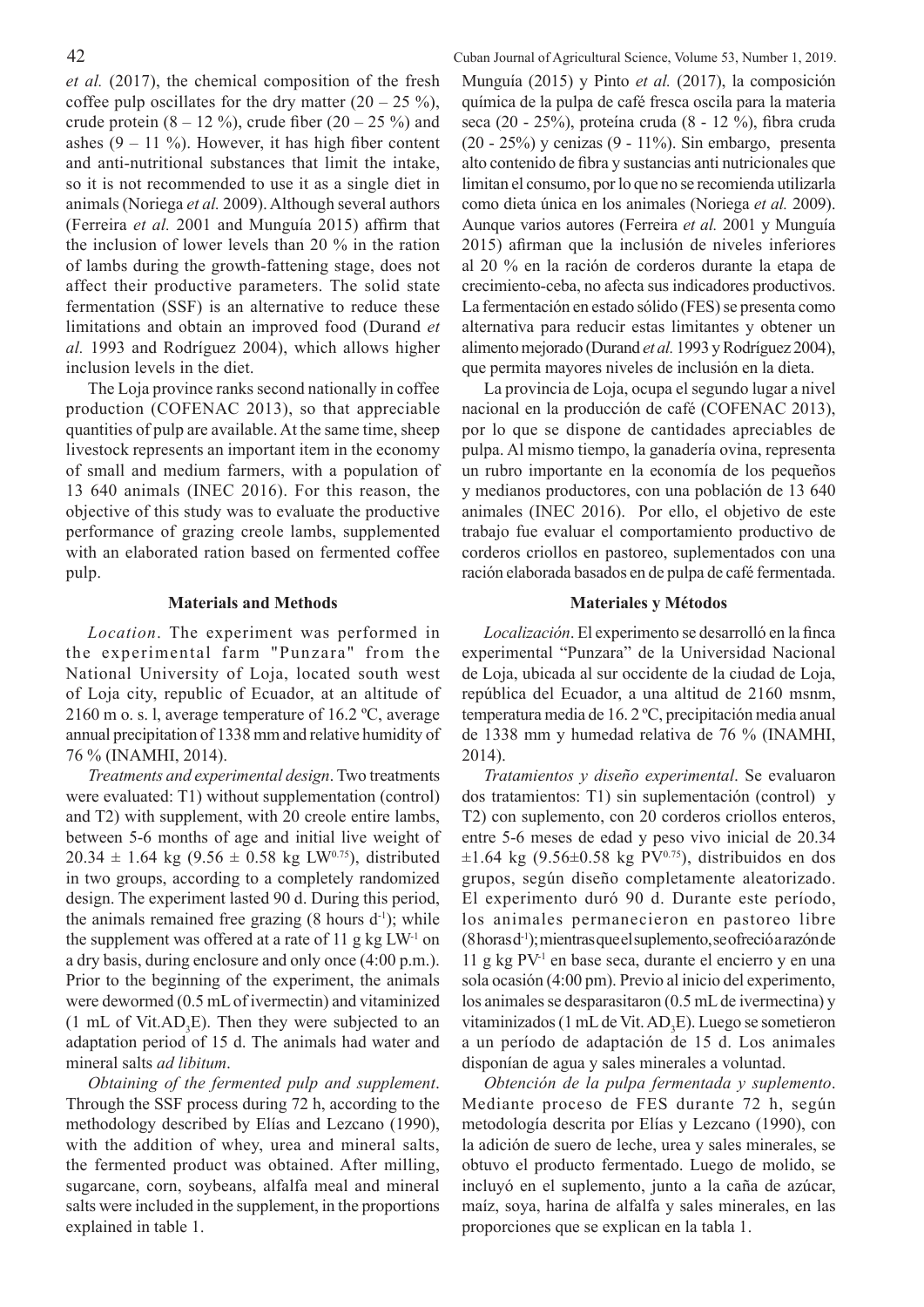*et al.* (2017), the chemical composition of the fresh coffee pulp oscillates for the dry matter (20 – 25 %), crude protein (8 – 12 %), crude fiber (20 – 25 %) and ashes (9 – 11 %). However, it has high fiber content and anti-nutritional substances that limit the intake, so it is not recommended to use it as a single diet in animals (Noriega *et al.* 2009). Although several authors (Ferreira *et al.* 2001 and Munguía 2015) affirm that the inclusion of lower levels than 20 % in the ration of lambs during the growth-fattening stage, does not affect their productive parameters. The solid state fermentation (SSF) is an alternative to reduce these limitations and obtain an improved food (Durand *et al.* 1993 and Rodríguez 2004), which allows higher inclusion levels in the diet.

The Loja province ranks second nationally in coffee production (COFENAC 2013), so that appreciable quantities of pulp are available. At the same time, sheep livestock represents an important item in the economy of small and medium farmers, with a population of 13 640 animals (INEC 2016). For this reason, the objective of this study was to evaluate the productive performance of grazing creole lambs, supplemented with an elaborated ration based on fermented coffee pulp.

## Materials and Methods

*Location*. The experiment was performed in the experimental farm "Punzara" from the National University of Loja, located south west of Loja city, republic of Ecuador, at an altitude of 2160 m o. s. l, average temperature of 16.2 ºC, average annual precipitation of 1338 mm and relative humidity of 76 % (INAMHI, 2014).

*Treatments and experimental design*. Two treatments were evaluated: T1) without supplementation (control) and T2) with supplement, with 20 creole entire lambs, between 5-6 months of age and initial live weight of 20.34 ± 1.64 kg (9.56 ± 0.58 kg $LW^{0.75}$), distributed in two groups, according to a completely randomized design. The experiment lasted 90 d. During this period, the animals remained free grazing (8 hours $d^{-1}$); while the supplement was offered at a rate of 11 g kg $LW^{-1}$ on a dry basis, during enclosure and only once (4:00 p.m.). Prior to the beginning of the experiment, the animals were dewormed (0.5 mL of ivermectin) and vitaminized (1 mL of Vit.$AD_3E$). Then they were subjected to an adaptation period of 15 d. The animals had water and mineral salts *ad libitum*.

*Obtaining of the fermented pulp and supplement*. Through the SSF process during 72 h, according to the methodology described by Elías and Lezcano (1990), with the addition of whey, urea and mineral salts, the fermented product was obtained. After milling, sugarcane, corn, soybeans, alfalfa meal and mineral salts were included in the supplement, in the proportions explained in table 1.

Munguía (2015) y Pinto *et al.* (2017), la composición química de la pulpa de café fresca oscila para la materia seca (20 - 25%), proteína cruda (8 - 12 %), fibra cruda (20 - 25%) y cenizas (9 - 11%). Sin embargo, presenta alto contenido de fibra y sustancias anti nutricionales que limitan el consumo, por lo que no se recomienda utilizarla como dieta única en los animales (Noriega *et al.* 2009). Aunque varios autores (Ferreira *et al.* 2001 y Munguía 2015) afirman que la inclusión de niveles inferiores al 20 % en la ración de corderos durante la etapa de crecimiento-ceba, no afecta sus indicadores productivos. La fermentación en estado sólido (FES) se presenta como alternativa para reducir estas limitantes y obtener un alimento mejorado (Durand *et al.* 1993 y Rodríguez 2004), que permita mayores niveles de inclusión en la dieta.

La provincia de Loja, ocupa el segundo lugar a nivel nacional en la producción de café (COFENAC 2013), por lo que se dispone de cantidades apreciables de pulpa. Al mismo tiempo, la ganadería ovina, representa un rubro importante en la economía de los pequeños y medianos productores, con una población de 13 640 animales (INEC 2016). Por ello, el objetivo de este trabajo fue evaluar el comportamiento productivo de corderos criollos en pastoreo, suplementados con una ración elaborada basados en de pulpa de café fermentada.

## Materiales y Métodos

*Localización*. El experimento se desarrolló en la finca experimental "Punzara" de la Universidad Nacional de Loja, ubicada al sur occidente de la ciudad de Loja, república del Ecuador, a una altitud de 2160 msnm, temperatura media de 16. 2 ºC, precipitación media anual de 1338 mm y humedad relativa de 76 % (INAMHI, 2014).

*Tratamientos y diseño experimental*. Se evaluaron dos tratamientos: T1) sin suplementación (control) y T2) con suplemento, con 20 corderos criollos enteros, entre 5-6 meses de edad y peso vivo inicial de 20.34 ±1.64 kg (9.56±0.58 kg $PV^{0.75}$), distribuidos en dos grupos, según diseño completamente aleatorizado. El experimento duró 90 d. Durante este período, los animales permanecieron en pastoreo libre (8 horas $d^{-1}$); mientras que el suplemento, se ofreció a razón de 11 g kg $PV^{-1}$ en base seca, durante el encierro y en una sola ocasión (4:00 pm). Previo al inicio del experimento, los animales se desparasitaron (0.5 mL de ivermectina) y vitaminizados (1 mL de Vit. $AD_3E$). Luego se sometieron a un período de adaptación de 15 d. Los animales disponían de agua y sales minerales a voluntad.

*Obtención de la pulpa fermentada y suplemento*. Mediante proceso de FES durante 72 h, según metodología descrita por Elías y Lezcano (1990), con la adición de suero de leche, urea y sales minerales, se obtuvo el producto fermentado. Luego de molido, se incluyó en el suplemento, junto a la caña de azúcar, maíz, soya, harina de alfalfa y sales minerales, en las proporciones que se explican en la tabla 1.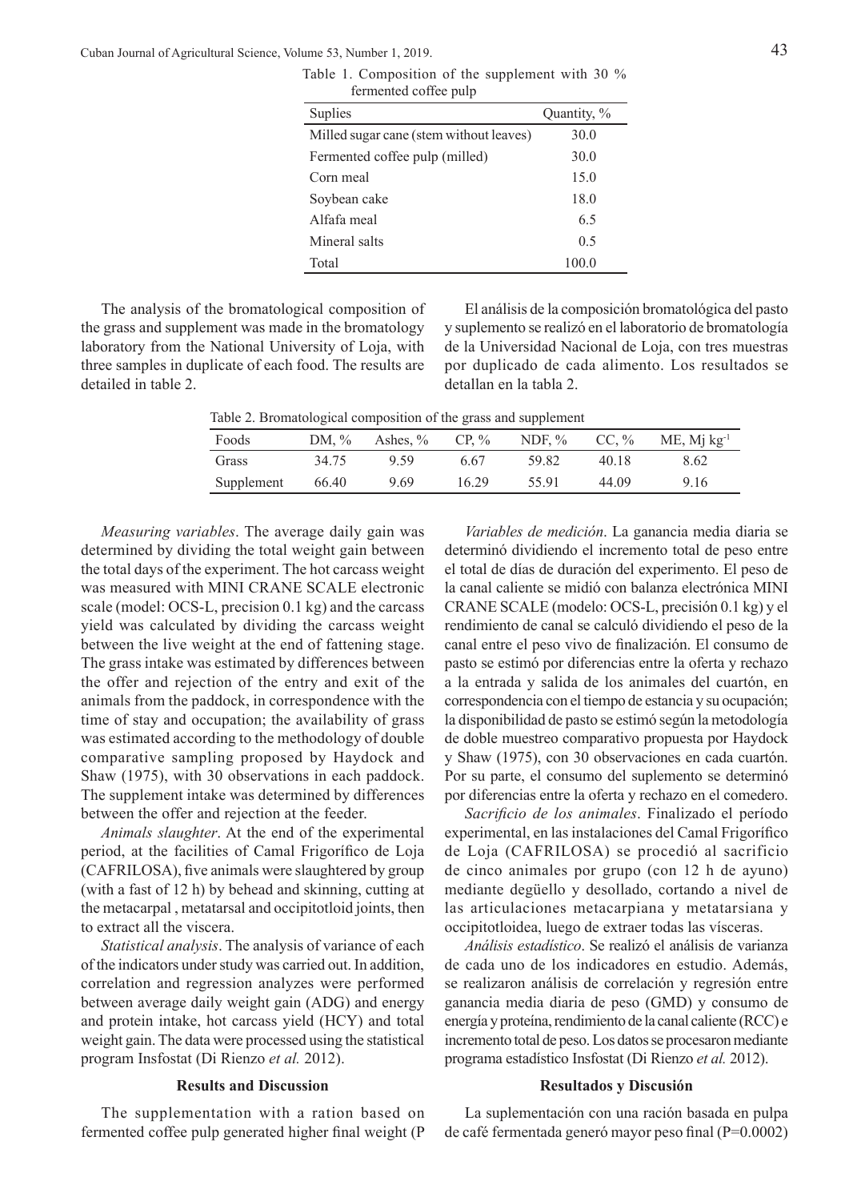Table 1. Composition of the supplement with 30 % fermented coffee pulp

| Suplies | Quantity, % |
|---|---|
| Milled sugar cane (stem without leaves) | 30.0 |
| Fermented coffee pulp (milled) | 30.0 |
| Corn meal | 15.0 |
| Soybean cake | 18.0 |
| Alfafa meal | 6.5 |
| Mineral salts | 0.5 |
| Total | 100.0 |

The analysis of the bromatological composition of the grass and supplement was made in the bromatology laboratory from the National University of Loja, with three samples in duplicate of each food. The results are detailed in table 2.

Table 2. Bromatological composition of the grass and supplement

| Foods | DM, % | Ashes, % | CP, % | NDF, % | CC, % | ME, Mj kg$^{-1}$ |
|---|---|---|---|---|---|---|
| Grass | 34.75 | 9.59 | 6.67 | 59.82 | 40.18 | 8.62 |
| Supplement | 66.40 | 9.69 | 16.29 | 55.91 | 44.09 | 9.16 |

*Measuring variables*. The average daily gain was determined by dividing the total weight gain between the total days of the experiment. The hot carcass weight was measured with MINI CRANE SCALE electronic scale (model: OCS-L, precision 0.1 kg) and the carcass yield was calculated by dividing the carcass weight between the live weight at the end of fattening stage. The grass intake was estimated by differences between the offer and rejection of the entry and exit of the animals from the paddock, in correspondence with the time of stay and occupation; the availability of grass was estimated according to the methodology of double comparative sampling proposed by Haydock and Shaw (1975), with 30 observations in each paddock. The supplement intake was determined by differences between the offer and rejection at the feeder.

*Animals slaughter*. At the end of the experimental period, at the facilities of Camal Frigorífico de Loja (CAFRILOSA), five animals were slaughtered by group (with a fast of 12 h) by behead and skinning, cutting at the metacarpal , metatarsal and occipitotloid joints, then to extract all the viscera.

*Statistical analysis*. The analysis of variance of each of the indicators under study was carried out. In addition, correlation and regression analyzes were performed between average daily weight gain (ADG) and energy and protein intake, hot carcass yield (HCY) and total weight gain. The data were processed using the statistical program Insfostat (Di Rienzo *et al.* 2012).

## Results and Discussion

The supplementation with a ration based on fermented coffee pulp generated higher final weight (P

El análisis de la composición bromatológica del pasto y suplemento se realizó en el laboratorio de bromatología de la Universidad Nacional de Loja, con tres muestras por duplicado de cada alimento. Los resultados se detallan en la tabla 2.

*Variables de medición*. La ganancia media diaria se determinó dividiendo el incremento total de peso entre el total de días de duración del experimento. El peso de la canal caliente se midió con balanza electrónica MINI CRANE SCALE (modelo: OCS-L, precisión 0.1 kg) y el rendimiento de canal se calculó dividiendo el peso de la canal entre el peso vivo de finalización. El consumo de pasto se estimó por diferencias entre la oferta y rechazo a la entrada y salida de los animales del cuartón, en correspondencia con el tiempo de estancia y su ocupación; la disponibilidad de pasto se estimó según la metodología de doble muestreo comparativo propuesta por Haydock y Shaw (1975), con 30 observaciones en cada cuartón. Por su parte, el consumo del suplemento se determinó por diferencias entre la oferta y rechazo en el comedero.

*Sacrificio de los animales*. Finalizado el período experimental, en las instalaciones del Camal Frigorífico de Loja (CAFRILOSA) se procedió al sacrificio de cinco animales por grupo (con 12 h de ayuno) mediante degüello y desollado, cortando a nivel de las articulaciones metacarpiana y metatarsiana y occipitotloidea, luego de extraer todas las vísceras.

*Análisis estadístico*. Se realizó el análisis de varianza de cada uno de los indicadores en estudio. Además, se realizaron análisis de correlación y regresión entre ganancia media diaria de peso (GMD) y consumo de energía y proteína, rendimiento de la canal caliente (RCC) e incremento total de peso. Los datos se procesaron mediante programa estadístico Insfostat (Di Rienzo *et al.* 2012).

## Resultados y Discusión

La suplementación con una ración basada en pulpa de café fermentada generó mayor peso final (P=0.0002)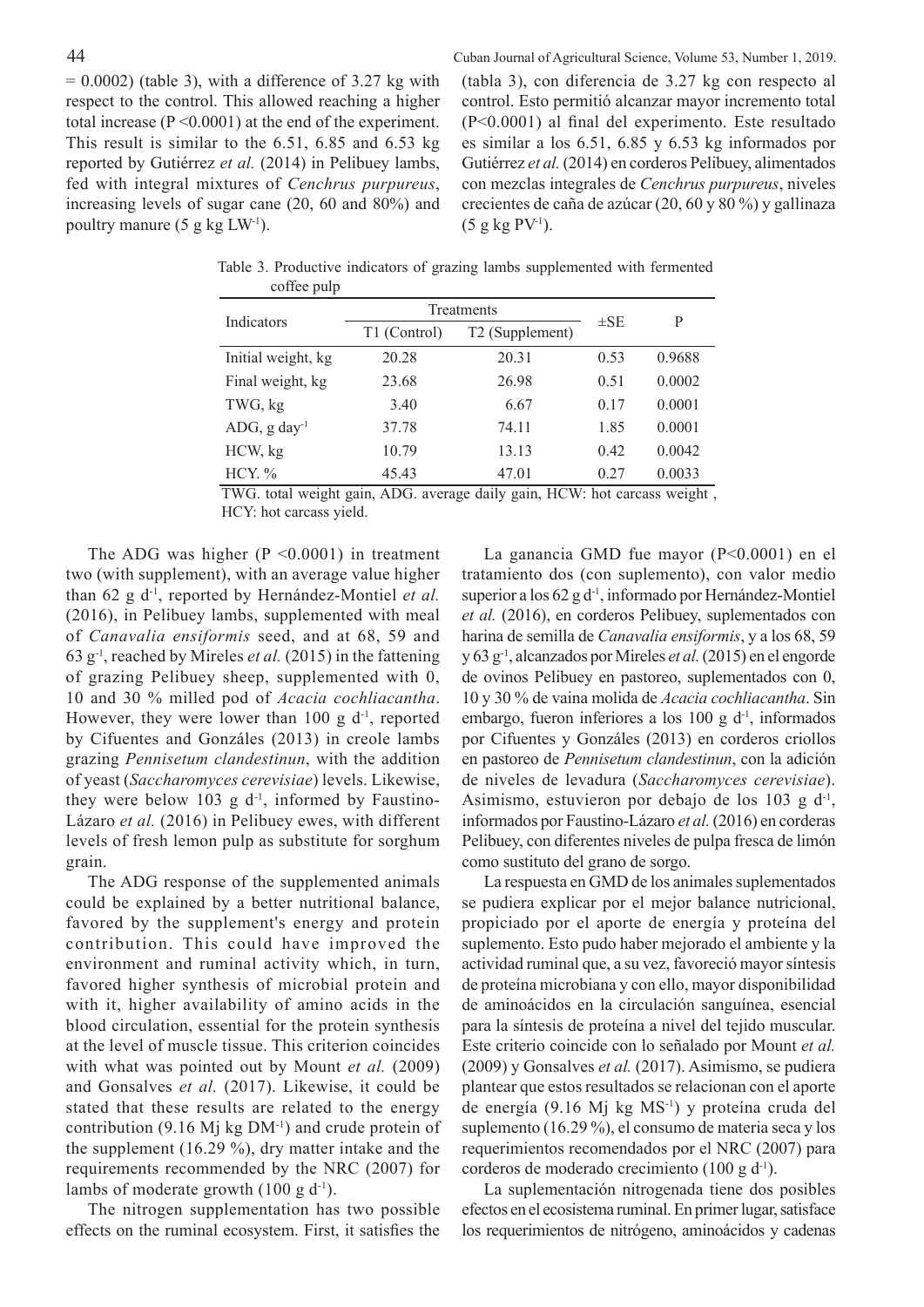= 0.0002) (table 3), with a difference of 3.27 kg with respect to the control. This allowed reaching a higher total increase (P <0.0001) at the end of the experiment. This result is similar to the 6.51, 6.85 and 6.53 kg reported by Gutiérrez *et al.* (2014) in Pelibuey lambs, fed with integral mixtures of *Cenchrus purpureus*, increasing levels of sugar cane (20, 60 and 80%) and poultry manure (5 g kg LW$^{-1}$).

Table 3. Productive indicators of grazing lambs supplemented with fermented coffee pulp

| Indicators | Treatments | | ±SE | P |
|---|---|---|---|---|
| | T1 (Control) | T2 (Supplement) | | |
| Initial weight, kg | 20.28 | 20.31 | 0.53 | 0.9688 |
| Final weight, kg | 23.68 | 26.98 | 0.51 | 0.0002 |
| TWG, kg | 3.40 | 6.67 | 0.17 | 0.0001 |
| ADG, g day$^{-1}$ | 37.78 | 74.11 | 1.85 | 0.0001 |
| HCW, kg | 10.79 | 13.13 | 0.42 | 0.0042 |
| HCY. % | 45.43 | 47.01 | 0.27 | 0.0033 |

TWG. total weight gain, ADG. average daily gain, HCW: hot carcass weight , HCY: hot carcass yield.

The ADG was higher (P <0.0001) in treatment two (with supplement), with an average value higher than 62 g d$^{-1}$, reported by Hernández-Montiel *et al.* (2016), in Pelibuey lambs, supplemented with meal of *Canavalia ensiformis* seed, and at 68, 59 and 63 g$^{-1}$, reached by Mireles *et al.* (2015) in the fattening of grazing Pelibuey sheep, supplemented with 0, 10 and 30 % milled pod of *Acacia cochliacantha*. However, they were lower than 100 g d$^{-1}$, reported by Cifuentes and Gonzáles (2013) in creole lambs grazing *Pennisetum clandestinun*, with the addition of yeast (*Saccharomyces cerevisiae*) levels. Likewise, they were below 103 g d$^{-1}$, informed by Faustino-Lázaro *et al.* (2016) in Pelibuey ewes, with different levels of fresh lemon pulp as substitute for sorghum grain.

The ADG response of the supplemented animals could be explained by a better nutritional balance, favored by the supplement's energy and protein contribution. This could have improved the environment and ruminal activity which, in turn, favored higher synthesis of microbial protein and with it, higher availability of amino acids in the blood circulation, essential for the protein synthesis at the level of muscle tissue. This criterion coincides with what was pointed out by Mount *et al.* (2009) and Gonsalves *et al.* (2017). Likewise, it could be stated that these results are related to the energy contribution (9.16 Mj kg DM$^{-1}$) and crude protein of the supplement (16.29 %), dry matter intake and the requirements recommended by the NRC (2007) for lambs of moderate growth (100 g d$^{-1}$).

The nitrogen supplementation has two possible effects on the ruminal ecosystem. First, it satisfies the

(tabla 3), con diferencia de 3.27 kg con respecto al control. Esto permitió alcanzar mayor incremento total (P<0.0001) al final del experimento. Este resultado es similar a los 6.51, 6.85 y 6.53 kg informados por Gutiérrez *et al.* (2014) en corderos Pelibuey, alimentados con mezclas integrales de *Cenchrus purpureus*, niveles crecientes de caña de azúcar (20, 60 y 80 %) y gallinaza (5 g kg PV$^{-1}$).

La ganancia GMD fue mayor (P<0.0001) en el tratamiento dos (con suplemento), con valor medio superior a los 62 g d$^{-1}$, informado por Hernández-Montiel *et al.* (2016), en corderos Pelibuey, suplementados con harina de semilla de *Canavalia ensiformis*, y a los 68, 59 y 63 g$^{-1}$, alcanzados por Mireles *et al.* (2015) en el engorde de ovinos Pelibuey en pastoreo, suplementados con 0, 10 y 30 % de vaina molida de *Acacia cochliacantha*. Sin embargo, fueron inferiores a los 100 g d$^{-1}$, informados por Cifuentes y Gonzáles (2013) en corderos criollos en pastoreo de *Pennisetum clandestinun*, con la adición de niveles de levadura (*Saccharomyces cerevisiae*). Asimismo, estuvieron por debajo de los 103 g d$^{-1}$, informados por Faustino-Lázaro *et al.* (2016) en corderas Pelibuey, con diferentes niveles de pulpa fresca de limón como sustituto del grano de sorgo.

La respuesta en GMD de los animales suplementados se pudiera explicar por el mejor balance nutricional, propiciado por el aporte de energía y proteína del suplemento. Esto pudo haber mejorado el ambiente y la actividad ruminal que, a su vez, favoreció mayor síntesis de proteína microbiana y con ello, mayor disponibilidad de aminoácidos en la circulación sanguínea, esencial para la síntesis de proteína a nivel del tejido muscular. Este criterio coincide con lo señalado por Mount *et al.* (2009) y Gonsalves *et al.* (2017). Asimismo, se pudiera plantear que estos resultados se relacionan con el aporte de energía (9.16 Mj kg MS$^{-1}$) y proteína cruda del suplemento (16.29 %), el consumo de materia seca y los requerimientos recomendados por el NRC (2007) para corderos de moderado crecimiento (100 g d$^{-1}$).

La suplementación nitrogenada tiene dos posibles efectos en el ecosistema ruminal. En primer lugar, satisface los requerimientos de nitrógeno, aminoácidos y cadenas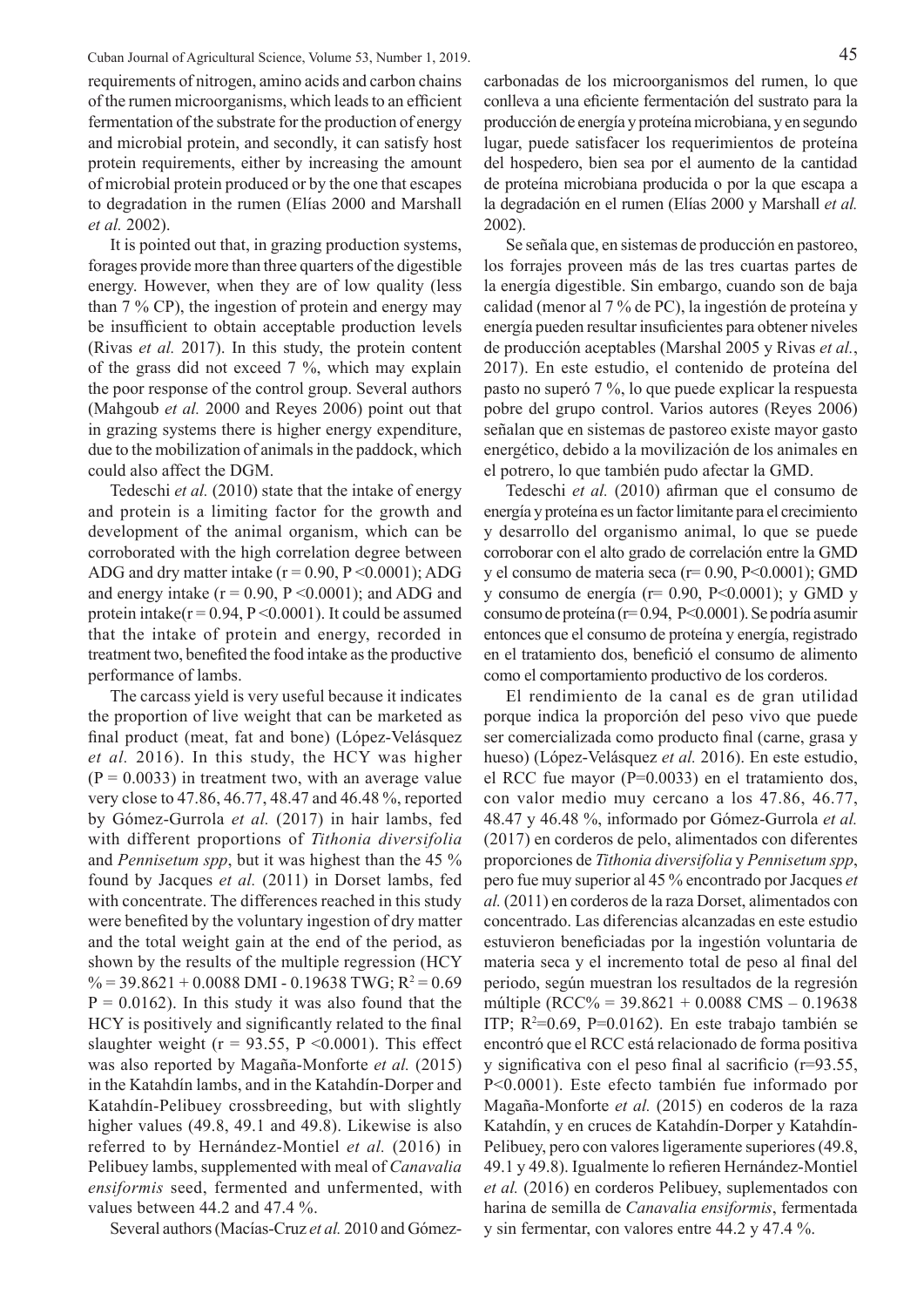requirements of nitrogen, amino acids and carbon chains of the rumen microorganisms, which leads to an efficient fermentation of the substrate for the production of energy and microbial protein, and secondly, it can satisfy host protein requirements, either by increasing the amount of microbial protein produced or by the one that escapes to degradation in the rumen (Elías 2000 and Marshall *et al.* 2002).

It is pointed out that, in grazing production systems, forages provide more than three quarters of the digestible energy. However, when they are of low quality (less than 7 % CP), the ingestion of protein and energy may be insufficient to obtain acceptable production levels (Rivas *et al.* 2017). In this study, the protein content of the grass did not exceed 7 %, which may explain the poor response of the control group. Several authors (Mahgoub *et al.* 2000 and Reyes 2006) point out that in grazing systems there is higher energy expenditure, due to the mobilization of animals in the paddock, which could also affect the DGM.

Tedeschi *et al.* (2010) state that the intake of energy and protein is a limiting factor for the growth and development of the animal organism, which can be corroborated with the high correlation degree between ADG and dry matter intake ($r = 0.90$, $P < 0.0001$); ADG and energy intake ($r = 0.90$, $P < 0.0001$); and ADG and protein intake($r = 0.94$, $P < 0.0001$). It could be assumed that the intake of protein and energy, recorded in treatment two, benefited the food intake as the productive performance of lambs.

The carcass yield is very useful because it indicates the proportion of live weight that can be marketed as final product (meat, fat and bone) (López-Velásquez *et al.* 2016). In this study, the HCY was higher ($P = 0.0033$) in treatment two, with an average value very close to 47.86, 46.77, 48.47 and 46.48 %, reported by Gómez-Gurrola *et al.* (2017) in hair lambs, fed with different proportions of *Tithonia diversifolia* and *Pennisetum spp*, but it was highest than the 45 % found by Jacques *et al.* (2011) in Dorset lambs, fed with concentrate. The differences reached in this study were benefited by the voluntary ingestion of dry matter and the total weight gain at the end of the period, as shown by the results of the multiple regression (HCY % = 39.8621 + 0.0088 DMI - 0.19638 TWG; $R^2 = 0.69$ $P = 0.0162$). In this study it was also found that the HCY is positively and significantly related to the final slaughter weight ($r = 93.55$, $P < 0.0001$). This effect was also reported by Magaña-Monforte *et al.* (2015) in the Katahdín lambs, and in the Katahdín-Dorper and Katahdín-Pelibuey crossbreeding, but with slightly higher values (49.8, 49.1 and 49.8). Likewise is also referred to by Hernández-Montiel *et al.* (2016) in Pelibuey lambs, supplemented with meal of *Canavalia ensiformis* seed, fermented and unfermented, with values between 44.2 and 47.4 %.

Several authors (Macías-Cruz *et al.* 2010 and Gómez-

carbonadas de los microorganismos del rumen, lo que conlleva a una eficiente fermentación del sustrato para la producción de energía y proteína microbiana, y en segundo lugar, puede satisfacer los requerimientos de proteína del hospedero, bien sea por el aumento de la cantidad de proteína microbiana producida o por la que escapa a la degradación en el rumen (Elías 2000 y Marshall *et al.* 2002).

Se señala que, en sistemas de producción en pastoreo, los forrajes proveen más de las tres cuartas partes de la energía digestible. Sin embargo, cuando son de baja calidad (menor al 7 % de PC), la ingestión de proteína y energía pueden resultar insuficientes para obtener niveles de producción aceptables (Marshal 2005 y Rivas *et al.*, 2017). En este estudio, el contenido de proteína del pasto no superó 7 %, lo que puede explicar la respuesta pobre del grupo control. Varios autores (Reyes 2006) señalan que en sistemas de pastoreo existe mayor gasto energético, debido a la movilización de los animales en el potrero, lo que también pudo afectar la GMD.

Tedeschi *et al.* (2010) afirman que el consumo de energía y proteína es un factor limitante para el crecimiento y desarrollo del organismo animal, lo que se puede corroborar con el alto grado de correlación entre la GMD y el consumo de materia seca ($r= 0.90$, $P<0.0001$); GMD y consumo de energía ($r= 0.90$, $P<0.0001$); y GMD y consumo de proteína ($r= 0.94$, $P<0.0001$). Se podría asumir entonces que el consumo de proteína y energía, registrado en el tratamiento dos, benefició el consumo de alimento como el comportamiento productivo de los corderos.

El rendimiento de la canal es de gran utilidad porque indica la proporción del peso vivo que puede ser comercializada como producto final (carne, grasa y hueso) (López-Velásquez *et al.* 2016). En este estudio, el RCC fue mayor ($P=0.0033$) en el tratamiento dos, con valor medio muy cercano a los 47.86, 46.77, 48.47 y 46.48 %, informado por Gómez-Gurrola *et al.* (2017) en corderos de pelo, alimentados con diferentes proporciones de *Tithonia diversifolia* y *Pennisetum spp*, pero fue muy superior al 45 % encontrado por Jacques *et al.* (2011) en corderos de la raza Dorset, alimentados con concentrado. Las diferencias alcanzadas en este estudio estuvieron beneficiadas por la ingestión voluntaria de materia seca y el incremento total de peso al final del periodo, según muestran los resultados de la regresión múltiple (RCC% = 39.8621 + 0.0088 CMS – 0.19638 ITP; $R^2=0.69$, $P=0.0162$). En este trabajo también se encontró que el RCC está relacionado de forma positiva y significativa con el peso final al sacrificio ($r=93.55$, $P<0.0001$). Este efecto también fue informado por Magaña-Monforte *et al.* (2015) en coderos de la raza Katahdín, y en cruces de Katahdín-Dorper y Katahdín-Pelibuey, pero con valores ligeramente superiores (49.8, 49.1 y 49.8). Igualmente lo refieren Hernández-Montiel *et al.* (2016) en corderos Pelibuey, suplementados con harina de semilla de *Canavalia ensiformis*, fermentada y sin fermentar, con valores entre 44.2 y 47.4 %.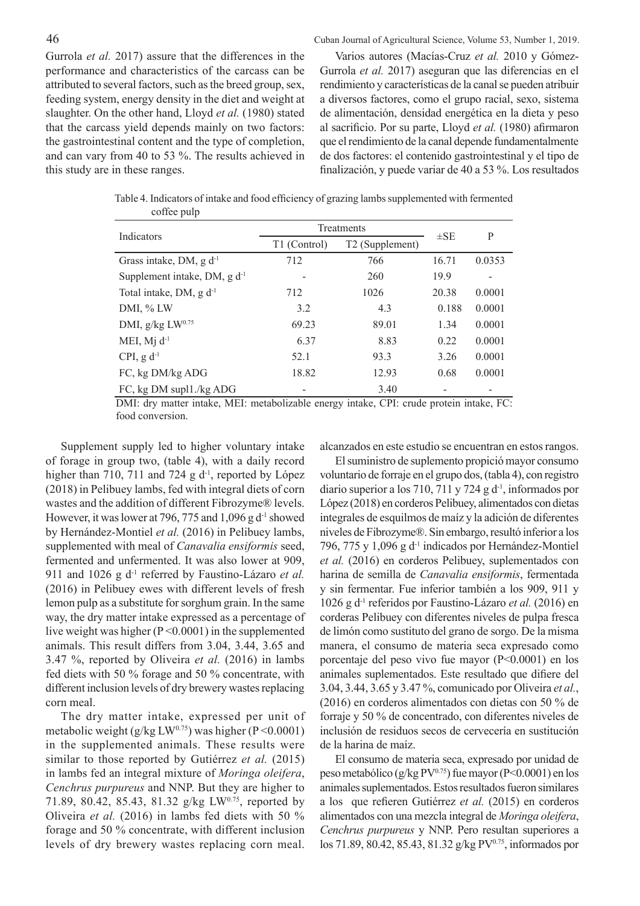Gurrola *et al.* 2017) assure that the differences in the performance and characteristics of the carcass can be attributed to several factors, such as the breed group, sex, feeding system, energy density in the diet and weight at slaughter. On the other hand, Lloyd *et al.* (1980) stated that the carcass yield depends mainly on two factors: the gastrointestinal content and the type of completion, and can vary from 40 to 53 %. The results achieved in this study are in these ranges.

Table 4. Indicators of intake and food efficiency of grazing lambs supplemented with fermented coffee pulp

| Indicators | Treatments | | ±SE | P |
|---|---|---|---|---|
| | T1 (Control) | T2 (Supplement) | | |
| Grass intake, DM, g $d^{-1}$ | 712 | 766 | 16.71 | 0.0353 |
| Supplement intake, DM, g $d^{-1}$ | - | 260 | 19.9 | - |
| Total intake, DM, g $d^{-1}$ | 712 | 1026 | 20.38 | 0.0001 |
| DMI, % LW | 3.2 | 4.3 | 0.188 | 0.0001 |
| DMI, g/kg $LW^{0.75}$ | 69.23 | 89.01 | 1.34 | 0.0001 |
| MEI, Mj $d^{-1}$ | 6.37 | 8.83 | 0.22 | 0.0001 |
| CPI, g $d^{-1}$ | 52.1 | 93.3 | 3.26 | 0.0001 |
| FC, kg DM/kg ADG | 18.82 | 12.93 | 0.68 | 0.0001 |
| FC, kg DM supl1./kg ADG | - | 3.40 | - | - |

DMI: dry matter intake, MEI: metabolizable energy intake, CPI: crude protein intake, FC: food conversion.

Supplement supply led to higher voluntary intake of forage in group two, (table 4), with a daily record higher than 710, 711 and 724 g $d^{-1}$, reported by López (2018) in Pelibuey lambs, fed with integral diets of corn wastes and the addition of different Fibrozyme® levels. However, it was lower at 796, 775 and 1,096 g $d^{-1}$ showed by Hernández-Montiel *et al.* (2016) in Pelibuey lambs, supplemented with meal of *Canavalia ensiformis* seed, fermented and unfermented. It was also lower at 909, 911 and 1026 g $d^{-1}$ referred by Faustino-Lázaro *et al.* (2016) in Pelibuey ewes with different levels of fresh lemon pulp as a substitute for sorghum grain. In the same way, the dry matter intake expressed as a percentage of live weight was higher ($P < 0.0001$) in the supplemented animals. This result differs from 3.04, 3.44, 3.65 and 3.47 %, reported by Oliveira *et al.* (2016) in lambs fed diets with 50 % forage and 50 % concentrate, with different inclusion levels of dry brewery wastes replacing corn meal.

The dry matter intake, expressed per unit of metabolic weight (g/kg $LW^{0.75}$) was higher ($P < 0.0001$) in the supplemented animals. These results were similar to those reported by Gutiérrez *et al.* (2015) in lambs fed an integral mixture of *Moringa oleifera*, *Cenchrus purpureus* and NNP. But they are higher to 71.89, 80.42, 85.43, 81.32 g/kg $LW^{0.75}$, reported by Oliveira *et al.* (2016) in lambs fed diets with 50 % forage and 50 % concentrate, with different inclusion levels of dry brewery wastes replacing corn meal.

Varios autores (Macías-Cruz *et al.* 2010 y Gómez-Gurrola *et al.* 2017) aseguran que las diferencias en el rendimiento y características de la canal se pueden atribuir a diversos factores, como el grupo racial, sexo, sistema de alimentación, densidad energética en la dieta y peso al sacrificio. Por su parte, Lloyd *et al.* (1980) afirmaron que el rendimiento de la canal depende fundamentalmente de dos factores: el contenido gastrointestinal y el tipo de finalización, y puede variar de 40 a 53 %. Los resultados alcanzados en este estudio se encuentran en estos rangos.

El suministro de suplemento propició mayor consumo voluntario de forraje en el grupo dos, (tabla 4), con registro diario superior a los 710, 711 y 724 g $d^{-1}$, informados por López (2018) en corderos Pelibuey, alimentados con dietas integrales de esquilmos de maíz y la adición de diferentes niveles de Fibrozyme®. Sin embargo, resultó inferior a los 796, 775 y 1,096 g $d^{-1}$ indicados por Hernández-Montiel *et al.* (2016) en corderos Pelibuey, suplementados con harina de semilla de *Canavalia ensiformis*, fermentada y sin fermentar. Fue inferior también a los 909, 911 y 1026 g $d^{-1}$ referidos por Faustino-Lázaro *et al.* (2016) en corderas Pelibuey con diferentes niveles de pulpa fresca de limón como sustituto del grano de sorgo. De la misma manera, el consumo de materia seca expresado como porcentaje del peso vivo fue mayor ($P<0.0001$) en los animales suplementados. Este resultado que difiere del 3.04, 3.44, 3.65 y 3.47 %, comunicado por Oliveira *et al.*, (2016) en corderos alimentados con dietas con 50 % de forraje y 50 % de concentrado, con diferentes niveles de inclusión de residuos secos de cervecería en sustitución de la harina de maíz.

El consumo de materia seca, expresado por unidad de peso metabólico (g/kg $PV^{0.75}$) fue mayor ($P<0.0001$) en los animales suplementados. Estos resultados fueron similares a los que refieren Gutiérrez *et al.* (2015) en corderos alimentados con una mezcla integral de *Moringa oleifera*, *Cenchrus purpureus* y NNP. Pero resultan superiores a los 71.89, 80.42, 85.43, 81.32 g/kg $PV^{0.75}$, informados por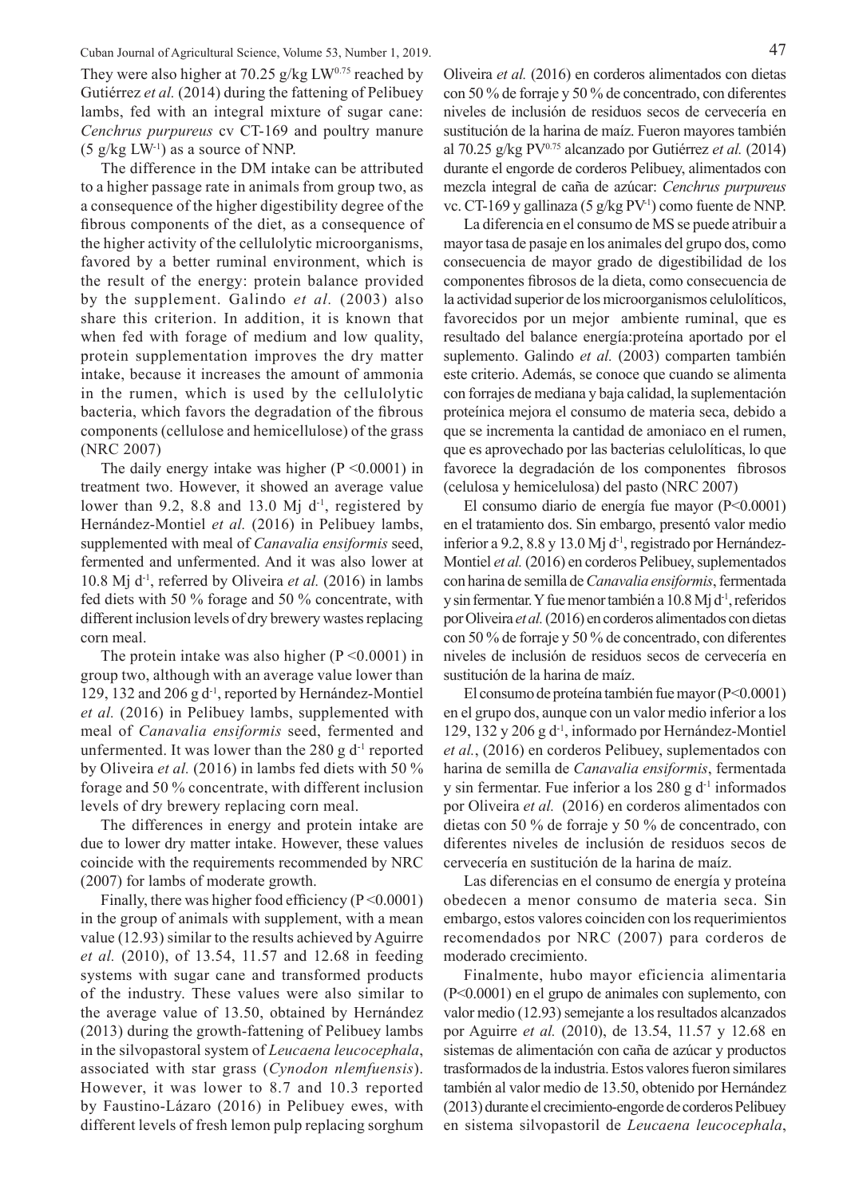They were also higher at 70.25 g/kg $LW^{0.75}$ reached by Gutiérrez *et al.* (2014) during the fattening of Pelibuey lambs, fed with an integral mixture of sugar cane: *Cenchrus purpureus* cv CT-169 and poultry manure (5 g/kg $LW^{-1}$) as a source of NNP.

The difference in the DM intake can be attributed to a higher passage rate in animals from group two, as a consequence of the higher digestibility degree of the fibrous components of the diet, as a consequence of the higher activity of the cellulolytic microorganisms, favored by a better ruminal environment, which is the result of the energy: protein balance provided by the supplement. Galindo *et al.* (2003) also share this criterion. In addition, it is known that when fed with forage of medium and low quality, protein supplementation improves the dry matter intake, because it increases the amount of ammonia in the rumen, which is used by the cellulolytic bacteria, which favors the degradation of the fibrous components (cellulose and hemicellulose) of the grass (NRC 2007)

The daily energy intake was higher ($P < 0.0001$) in treatment two. However, it showed an average value lower than 9.2, 8.8 and 13.0 Mj $d^{-1}$, registered by Hernández-Montiel *et al.* (2016) in Pelibuey lambs, supplemented with meal of *Canavalia ensiformis* seed, fermented and unfermented. And it was also lower at 10.8 Mj $d^{-1}$, referred by Oliveira *et al.* (2016) in lambs fed diets with 50 % forage and 50 % concentrate, with different inclusion levels of dry brewery wastes replacing corn meal.

The protein intake was also higher ($P < 0.0001$) in group two, although with an average value lower than 129, 132 and 206 g $d^{-1}$, reported by Hernández-Montiel *et al.* (2016) in Pelibuey lambs, supplemented with meal of *Canavalia ensiformis* seed, fermented and unfermented. It was lower than the 280 g $d^{-1}$ reported by Oliveira *et al.* (2016) in lambs fed diets with 50 % forage and 50 % concentrate, with different inclusion levels of dry brewery replacing corn meal.

The differences in energy and protein intake are due to lower dry matter intake. However, these values coincide with the requirements recommended by NRC (2007) for lambs of moderate growth.

Finally, there was higher food efficiency ($P < 0.0001$) in the group of animals with supplement, with a mean value (12.93) similar to the results achieved by Aguirre *et al.* (2010), of 13.54, 11.57 and 12.68 in feeding systems with sugar cane and transformed products of the industry. These values were also similar to the average value of 13.50, obtained by Hernández (2013) during the growth-fattening of Pelibuey lambs in the silvopastoral system of *Leucaena leucocephala*, associated with star grass (*Cynodon nlemfuensis*). However, it was lower to 8.7 and 10.3 reported by Faustino-Lázaro (2016) in Pelibuey ewes, with different levels of fresh lemon pulp replacing sorghum

Oliveira *et al.* (2016) en corderos alimentados con dietas con 50 % de forraje y 50 % de concentrado, con diferentes niveles de inclusión de residuos secos de cervecería en sustitución de la harina de maíz. Fueron mayores también al 70.25 g/kg $PV^{0.75}$ alcanzado por Gutiérrez *et al.* (2014) durante el engorde de corderos Pelibuey, alimentados con mezcla integral de caña de azúcar: *Cenchrus purpureus* vc. CT-169 y gallinaza (5 g/kg $PV^{-1}$) como fuente de NNP.

La diferencia en el consumo de MS se puede atribuir a mayor tasa de pasaje en los animales del grupo dos, como consecuencia de mayor grado de digestibilidad de los componentes fibrosos de la dieta, como consecuencia de la actividad superior de los microorganismos celulolíticos, favorecidos por un mejor ambiente ruminal, que es resultado del balance energía:proteína aportado por el suplemento. Galindo *et al.* (2003) comparten también este criterio. Además, se conoce que cuando se alimenta con forrajes de mediana y baja calidad, la suplementación proteínica mejora el consumo de materia seca, debido a que se incrementa la cantidad de amoniaco en el rumen, que es aprovechado por las bacterias celulolíticas, lo que favorece la degradación de los componentes fibrosos (celulosa y hemicelulosa) del pasto (NRC 2007)

El consumo diario de energía fue mayor ($P<0.0001$) en el tratamiento dos. Sin embargo, presentó valor medio inferior a 9.2, 8.8 y 13.0 Mj $d^{-1}$, registrado por Hernández-Montiel *et al.* (2016) en corderos Pelibuey, suplementados con harina de semilla de *Canavalia ensiformis*, fermentada y sin fermentar. Y fue menor también a 10.8 Mj $d^{-1}$, referidos por Oliveira *et al.* (2016) en corderos alimentados con dietas con 50 % de forraje y 50 % de concentrado, con diferentes niveles de inclusión de residuos secos de cervecería en sustitución de la harina de maíz.

El consumo de proteína también fue mayor ($P<0.0001$) en el grupo dos, aunque con un valor medio inferior a los 129, 132 y 206 g $d^{-1}$, informado por Hernández-Montiel *et al.*, (2016) en corderos Pelibuey, suplementados con harina de semilla de *Canavalia ensiformis*, fermentada y sin fermentar. Fue inferior a los 280 g $d^{-1}$ informados por Oliveira *et al.* (2016) en corderos alimentados con dietas con 50 % de forraje y 50 % de concentrado, con diferentes niveles de inclusión de residuos secos de cervecería en sustitución de la harina de maíz.

Las diferencias en el consumo de energía y proteína obedecen a menor consumo de materia seca. Sin embargo, estos valores coinciden con los requerimientos recomendados por NRC (2007) para corderos de moderado crecimiento.

Finalmente, hubo mayor eficiencia alimentaria ($P<0.0001$) en el grupo de animales con suplemento, con valor medio (12.93) semejante a los resultados alcanzados por Aguirre *et al.* (2010), de 13.54, 11.57 y 12.68 en sistemas de alimentación con caña de azúcar y productos trasformados de la industria. Estos valores fueron similares también al valor medio de 13.50, obtenido por Hernández (2013) durante el crecimiento-engorde de corderos Pelibuey en sistema silvopastoril de *Leucaena leucocephala*,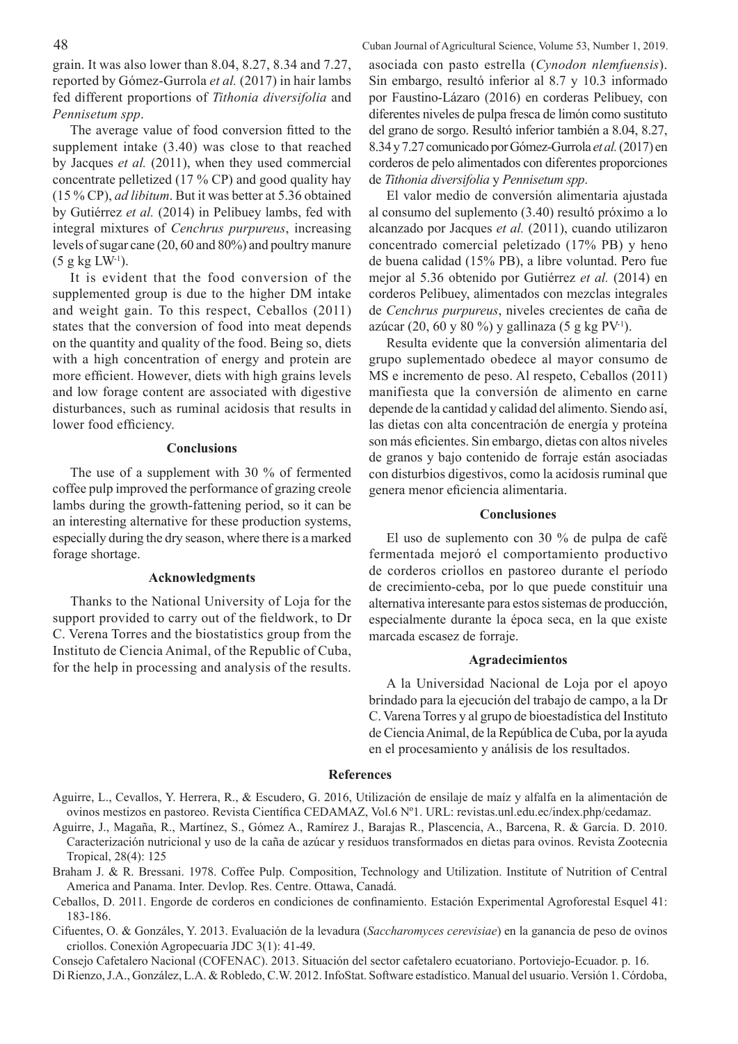grain. It was also lower than 8.04, 8.27, 8.34 and 7.27, reported by Gómez-Gurrola *et al.* (2017) in hair lambs fed different proportions of *Tithonia diversifolia* and *Pennisetum spp*.

The average value of food conversion fitted to the supplement intake (3.40) was close to that reached by Jacques *et al.* (2011), when they used commercial concentrate pelletized (17 % CP) and good quality hay (15 % CP), *ad libitum*. But it was better at 5.36 obtained by Gutiérrez *et al.* (2014) in Pelibuey lambs, fed with integral mixtures of *Cenchrus purpureus*, increasing levels of sugar cane (20, 60 and 80%) and poultry manure (5 g kg LW$^{-1}$).

It is evident that the food conversion of the supplemented group is due to the higher DM intake and weight gain. To this respect, Ceballos (2011) states that the conversion of food into meat depends on the quantity and quality of the food. Being so, diets with a high concentration of energy and protein are more efficient. However, diets with high grains levels and low forage content are associated with digestive disturbances, such as ruminal acidosis that results in lower food efficiency.

### Conclusions

The use of a supplement with 30 % of fermented coffee pulp improved the performance of grazing creole lambs during the growth-fattening period, so it can be an interesting alternative for these production systems, especially during the dry season, where there is a marked forage shortage.

### Acknowledgments

Thanks to the National University of Loja for the support provided to carry out of the fieldwork, to Dr C. Verena Torres and the biostatistics group from the Instituto de Ciencia Animal, of the Republic of Cuba, for the help in processing and analysis of the results.

asociada con pasto estrella (*Cynodon nlemfuensis*). Sin embargo, resultó inferior al 8.7 y 10.3 informado por Faustino-Lázaro (2016) en corderas Pelibuey, con diferentes niveles de pulpa fresca de limón como sustituto del grano de sorgo. Resultó inferior también a 8.04, 8.27, 8.34 y 7.27 comunicado por Gómez-Gurrola *et al.* (2017) en corderos de pelo alimentados con diferentes proporciones de *Tithonia diversifolia* y *Pennisetum spp*.

El valor medio de conversión alimentaria ajustada al consumo del suplemento (3.40) resultó próximo a lo alcanzado por Jacques *et al.* (2011), cuando utilizaron concentrado comercial peletizado (17% PB) y heno de buena calidad (15% PB), a libre voluntad. Pero fue mejor al 5.36 obtenido por Gutiérrez *et al.* (2014) en corderos Pelibuey, alimentados con mezclas integrales de *Cenchrus purpureus*, niveles crecientes de caña de azúcar (20, 60 y 80 %) y gallinaza (5 g kg PV$^{-1}$).

Resulta evidente que la conversión alimentaria del grupo suplementado obedece al mayor consumo de MS e incremento de peso. Al respeto, Ceballos (2011) manifiesta que la conversión de alimento en carne depende de la cantidad y calidad del alimento. Siendo así, las dietas con alta concentración de energía y proteína son más eficientes. Sin embargo, dietas con altos niveles de granos y bajo contenido de forraje están asociadas con disturbios digestivos, como la acidosis ruminal que genera menor eficiencia alimentaria.

### Conclusiones

El uso de suplemento con 30 % de pulpa de café fermentada mejoró el comportamiento productivo de corderos criollos en pastoreo durante el período de crecimiento-ceba, por lo que puede constituir una alternativa interesante para estos sistemas de producción, especialmente durante la época seca, en la que existe marcada escasez de forraje.

### Agradecimientos

A la Universidad Nacional de Loja por el apoyo brindado para la ejecución del trabajo de campo, a la Dr C. Varena Torres y al grupo de bioestadística del Instituto de Ciencia Animal, de la República de Cuba, por la ayuda en el procesamiento y análisis de los resultados.

## References

Aguirre, L., Cevallos, Y. Herrera, R., & Escudero, G. 2016, Utilización de ensilaje de maíz y alfalfa en la alimentación de ovinos mestizos en pastoreo. Revista Científica CEDAMAZ, Vol.6 Nº1. URL: revistas.unl.edu.ec/index.php/cedamaz.

Aguirre, J., Magaña, R., Martínez, S., Gómez A., Ramírez J., Barajas R., Plascencia, A., Barcena, R. & García. D. 2010. Caracterización nutricional y uso de la caña de azúcar y residuos transformados en dietas para ovinos. Revista Zootecnia Tropical, 28(4): 125

Braham J. & R. Bressani. 1978. Coffee Pulp. Composition, Technology and Utilization. Institute of Nutrition of Central America and Panama. Inter. Devlop. Res. Centre. Ottawa, Canadá.

Ceballos, D. 2011. Engorde de corderos en condiciones de confinamiento. Estación Experimental Agroforestal Esquel 41: 183-186.

Cifuentes, O. & Gonzáles, Y. 2013. Evaluación de la levadura (*Saccharomyces cerevisiae*) en la ganancia de peso de ovinos criollos. Conexión Agropecuaria JDC 3(1): 41-49.

Consejo Cafetalero Nacional (COFENAC). 2013. Situación del sector cafetalero ecuatoriano. Portoviejo-Ecuador. p. 16.

Di Rienzo, J.A., González, L.A. & Robledo, C.W. 2012. InfoStat. Software estadístico. Manual del usuario. Versión 1. Córdoba,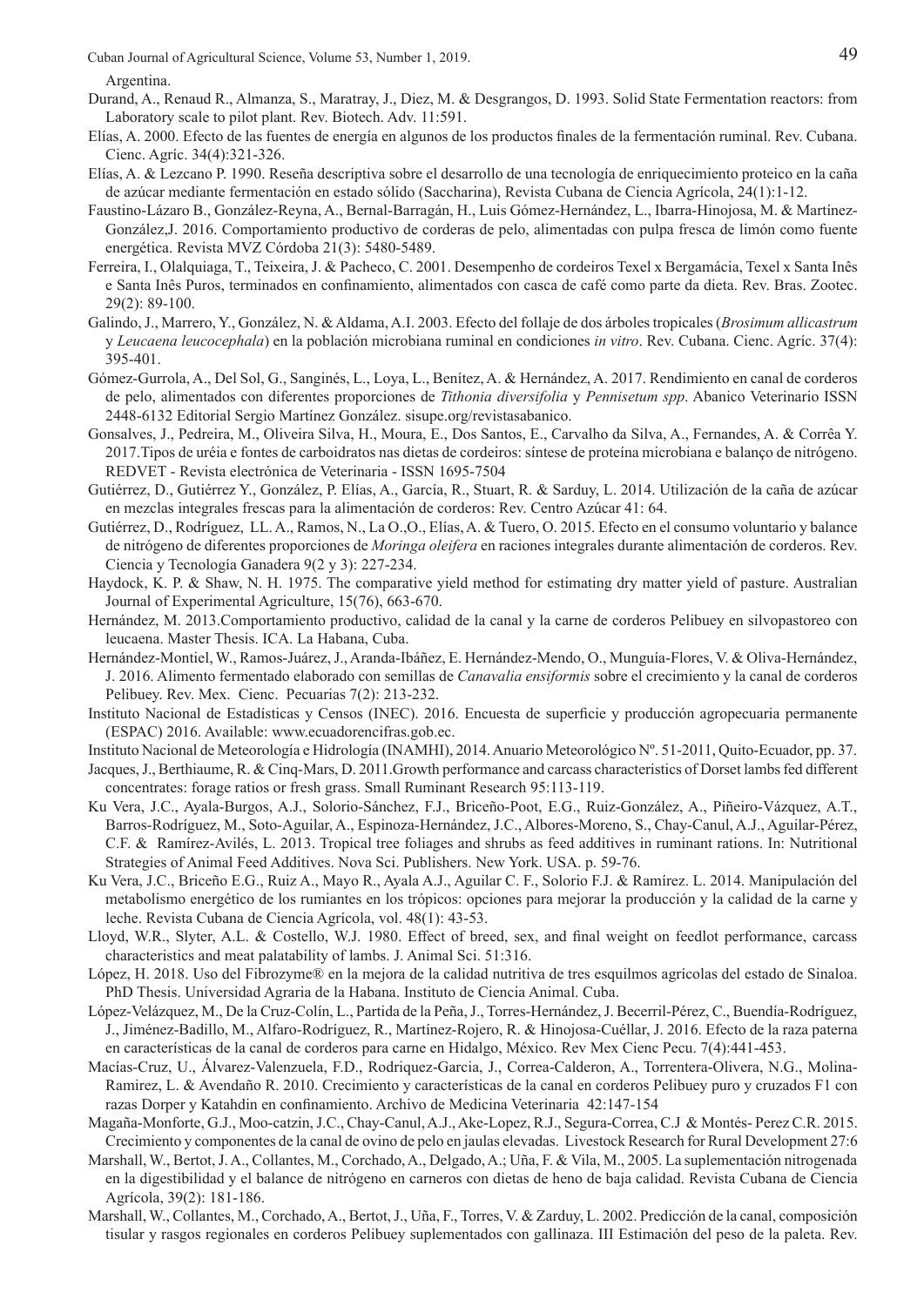Argentina.

Durand, A., Renaud R., Almanza, S., Maratray, J., Diez, M. & Desgrangos, D. 1993. Solid State Fermentation reactors: from Laboratory scale to pilot plant. Rev. Biotech. Adv. 11:591.

Elías, A. 2000. Efecto de las fuentes de energía en algunos de los productos finales de la fermentación ruminal. Rev. Cubana. Cienc. Agríc. 34(4):321-326.

Elías, A. & Lezcano P. 1990. Reseña descriptiva sobre el desarrollo de una tecnología de enriquecimiento proteico en la caña de azúcar mediante fermentación en estado sólido (Saccharina), Revista Cubana de Ciencia Agrícola, 24(1):1-12.

Faustino-Lázaro B., González-Reyna, A., Bernal-Barragán, H., Luis Gómez-Hernández, L., Ibarra-Hinojosa, M. & Martínez-González,J. 2016. Comportamiento productivo de corderas de pelo, alimentadas con pulpa fresca de limón como fuente energética. Revista MVZ Córdoba 21(3): 5480-5489.

Ferreira, I., Olalquiaga, T., Teixeira, J. & Pacheco, C. 2001. Desempenho de cordeiros Texel x Bergamácia, Texel x Santa Inês e Santa Inês Puros, terminados en confinamiento, alimentados con casca de café como parte da dieta. Rev. Bras. Zootec. 29(2): 89-100.

Galindo, J., Marrero, Y., González, N. & Aldama, A.I. 2003. Efecto del follaje de dos árboles tropicales (*Brosimum allicastrum* y *Leucaena leucocephala*) en la población microbiana ruminal en condiciones *in vitro*. Rev. Cubana. Cienc. Agríc. 37(4): 395-401.

Gómez-Gurrola, A., Del Sol, G., Sanginés, L., Loya, L., Benítez, A. & Hernández, A. 2017. Rendimiento en canal de corderos de pelo, alimentados con diferentes proporciones de *Tithonia diversifolia* y *Pennisetum spp*. Abanico Veterinario ISSN 2448-6132 Editorial Sergio Martínez González. sisupe.org/revistasabanico.

Gonsalves, J., Pedreira, M., Oliveira Silva, H., Moura, E., Dos Santos, E., Carvalho da Silva, A., Fernandes, A. & Corrêa Y. 2017.Tipos de uréia e fontes de carboidratos nas dietas de cordeiros: síntese de proteína microbiana e balanço de nitrogênio. REDVET - Revista electrónica de Veterinaria - ISSN 1695-7504

Gutiérrez, D., Gutiérrez Y., González, P. Elías, A., García, R., Stuart, R. & Sarduy, L. 2014. Utilización de la caña de azúcar en mezclas integrales frescas para la alimentación de corderos: Rev. Centro Azúcar 41: 64.

Gutiérrez, D., Rodríguez, LL. A., Ramos, N., La O.,O., Elías, A. & Tuero, O. 2015. Efecto en el consumo voluntario y balance de nitrógeno de diferentes proporciones de *Moringa oleifera* en raciones integrales durante alimentación de corderos. Rev. Ciencia y Tecnología Ganadera 9(2 y 3): 227-234.

Haydock, K. P. & Shaw, N. H. 1975. The comparative yield method for estimating dry matter yield of pasture. Australian Journal of Experimental Agriculture, 15(76), 663-670.

Hernández, M. 2013.Comportamiento productivo, calidad de la canal y la carne de corderos Pelibuey en silvopastoreo con leucaena. Master Thesis. ICA. La Habana, Cuba.

Hernández-Montiel, W., Ramos-Juárez, J., Aranda-Ibáñez, E. Hernández-Mendo, O., Munguía-Flores, V. & Oliva-Hernández, J. 2016. Alimento fermentado elaborado con semillas de *Canavalia ensiformis* sobre el crecimiento y la canal de corderos Pelibuey. Rev. Mex. Cienc. Pecuarias 7(2): 213-232.

Instituto Nacional de Estadísticas y Censos (INEC). 2016. Encuesta de superficie y producción agropecuaria permanente (ESPAC) 2016. Available: www.ecuadorencifras.gob.ec.

Instituto Nacional de Meteorología e Hidrología (INAMHI), 2014. Anuario Meteorológico Nº. 51-2011, Quito-Ecuador, pp. 37.

Jacques, J., Berthiaume, R. & Cinq-Mars, D. 2011.Growth performance and carcass characteristics of Dorset lambs fed different concentrates: forage ratios or fresh grass. Small Ruminant Research 95:113-119.

Ku Vera, J.C., Ayala-Burgos, A.J., Solorio-Sánchez, F.J., Briceño-Poot, E.G., Ruiz-González, A., Piñeiro-Vázquez, A.T., Barros-Rodríguez, M., Soto-Aguilar, A., Espinoza-Hernández, J.C., Albores-Moreno, S., Chay-Canul, A.J., Aguilar-Pérez, C.F. & Ramírez-Avilés, L. 2013. Tropical tree foliages and shrubs as feed additives in ruminant rations. In: Nutritional Strategies of Animal Feed Additives. Nova Sci. Publishers. New York. USA. p. 59-76.

Ku Vera, J.C., Briceño E.G., Ruiz A., Mayo R., Ayala A.J., Aguilar C. F., Solorio F.J. & Ramírez. L. 2014. Manipulación del metabolismo energético de los rumiantes en los trópicos: opciones para mejorar la producción y la calidad de la carne y leche. Revista Cubana de Ciencia Agrícola, vol. 48(1): 43-53.

Lloyd, W.R., Slyter, A.L. & Costello, W.J. 1980. Effect of breed, sex, and final weight on feedlot performance, carcass characteristics and meat palatability of lambs. J. Animal Sci. 51:316.

López, H. 2018. Uso del Fibrozyme® en la mejora de la calidad nutritiva de tres esquilmos agrícolas del estado de Sinaloa. PhD Thesis. Universidad Agraria de la Habana. Instituto de Ciencia Animal. Cuba.

López-Velázquez, M., De la Cruz-Colín, L., Partida de la Peña, J., Torres-Hernández, J. Becerril-Pérez, C., Buendía-Rodríguez, J., Jiménez-Badillo, M., Alfaro-Rodríguez, R., Martínez-Rojero, R. & Hinojosa-Cuéllar, J. 2016. Efecto de la raza paterna en características de la canal de corderos para carne en Hidalgo, México. Rev Mex Cienc Pecu. 7(4):441-453.

Macías-Cruz, U., Álvarez-Valenzuela, F.D., Rodriquez-Garcia, J., Correa-Calderon, A., Torrentera-Olivera, N.G., Molina-Ramirez, L. & Avendaño R. 2010. Crecimiento y características de la canal en corderos Pelibuey puro y cruzados F1 con razas Dorper y Katahdin en confinamiento. Archivo de Medicina Veterinaria 42:147-154

Magaña-Monforte, G.J., Moo-catzin, J.C., Chay-Canul, A.J., Ake-Lopez, R.J., Segura-Correa, C.J & Montés- Perez C.R. 2015. Crecimiento y componentes de la canal de ovino de pelo en jaulas elevadas. Livestock Research for Rural Development 27:6

Marshall, W., Bertot, J. A., Collantes, M., Corchado, A., Delgado, A.; Uña, F. & Vila, M., 2005. La suplementación nitrogenada en la digestibilidad y el balance de nitrógeno en carneros con dietas de heno de baja calidad. Revista Cubana de Ciencia Agrícola, 39(2): 181-186.

Marshall, W., Collantes, M., Corchado, A., Bertot, J., Uña, F., Torres, V. & Zarduy, L. 2002. Predicción de la canal, composición tisular y rasgos regionales en corderos Pelibuey suplementados con gallinaza. III Estimación del peso de la paleta. Rev.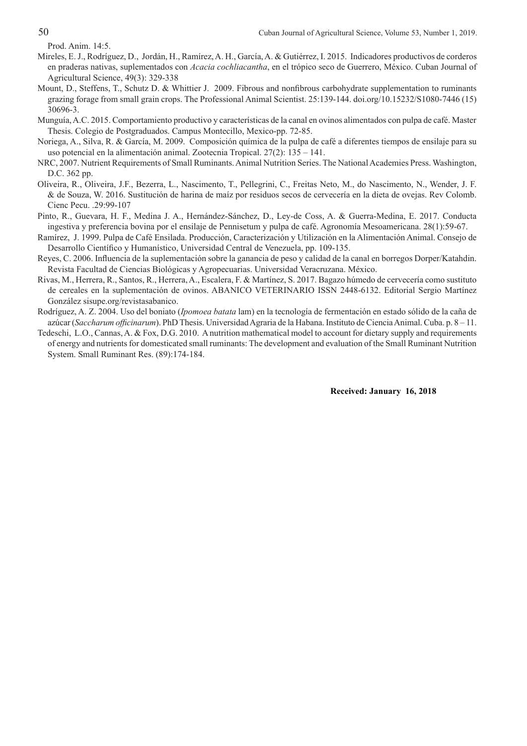Prod. Anim. 14:5.

Mireles, E. J., Rodríguez, D., Jordán, H., Ramírez, A. H., García, A. & Gutiérrez, I. 2015. Indicadores productivos de corderos en praderas nativas, suplementados con *Acacia cochliacantha*, en el trópico seco de Guerrero, México. Cuban Journal of Agricultural Science, 49(3): 329-338

Mount, D., Steffens, T., Schutz D. & Whittier J. 2009. Fibrous and nonfibrous carbohydrate supplementation to ruminants grazing forage from small grain crops. The Professional Animal Scientist. 25:139-144. doi.org/10.15232/S1080-7446 (15) 30696-3.

Munguía, A.C. 2015. Comportamiento productivo y características de la canal en ovinos alimentados con pulpa de café. Master Thesis. Colegio de Postgraduados. Campus Montecillo, Mexico-pp. 72-85.

Noriega, A., Silva, R. & García, M. 2009. Composición química de la pulpa de café a diferentes tiempos de ensilaje para su uso potencial en la alimentación animal. Zootecnia Tropical. 27(2): 135 – 141.

NRC, 2007. Nutrient Requirements of Small Ruminants. Animal Nutrition Series. The National Academies Press. Washington, D.C. 362 pp.

Oliveira, R., Oliveira, J.F., Bezerra, L., Nascimento, T., Pellegrini, C., Freitas Neto, M., do Nascimento, N., Wender, J. F. & de Souza, W. 2016. Sustitución de harina de maíz por residuos secos de cervecería en la dieta de ovejas. Rev Colomb. Cienc Pecu. .29:99-107

Pinto, R., Guevara, H. F., Medina J. A., Hernández-Sánchez, D., Ley-de Coss, A. & Guerra-Medina, E. 2017. Conducta ingestiva y preferencia bovina por el ensilaje de Pennisetum y pulpa de café. Agronomía Mesoamericana. 28(1):59-67.

Ramírez, J. 1999. Pulpa de Café Ensilada. Producción, Caracterización y Utilización en la Alimentación Animal. Consejo de Desarrollo Científico y Humanístico, Universidad Central de Venezuela, pp. 109-135.

Reyes, C. 2006. Influencia de la suplementación sobre la ganancia de peso y calidad de la canal en borregos Dorper/Katahdin. Revista Facultad de Ciencias Biológicas y Agropecuarias. Universidad Veracruzana. México.

Rivas, M., Herrera, R., Santos, R., Herrera, A., Escalera, F. & Martínez, S. 2017. Bagazo húmedo de cervecería como sustituto de cereales en la suplementación de ovinos. ABANICO VETERINARIO ISSN 2448-6132. Editorial Sergio Martínez González sisupe.org/revistasabanico.

Rodríguez, A. Z. 2004. Uso del boniato (*Ipomoea batata* lam) en la tecnología de fermentación en estado sólido de la caña de azúcar (*Saccharum officinarum*). PhD Thesis. Universidad Agraria de la Habana. Instituto de Ciencia Animal. Cuba. p. 8 – 11.

Tedeschi, L.O., Cannas, A. & Fox, D.G. 2010. A nutrition mathematical model to account for dietary supply and requirements of energy and nutrients for domesticated small ruminants: The development and evaluation of the Small Ruminant Nutrition System. Small Ruminant Res. (89):174-184.

**Received: January 16, 2018**